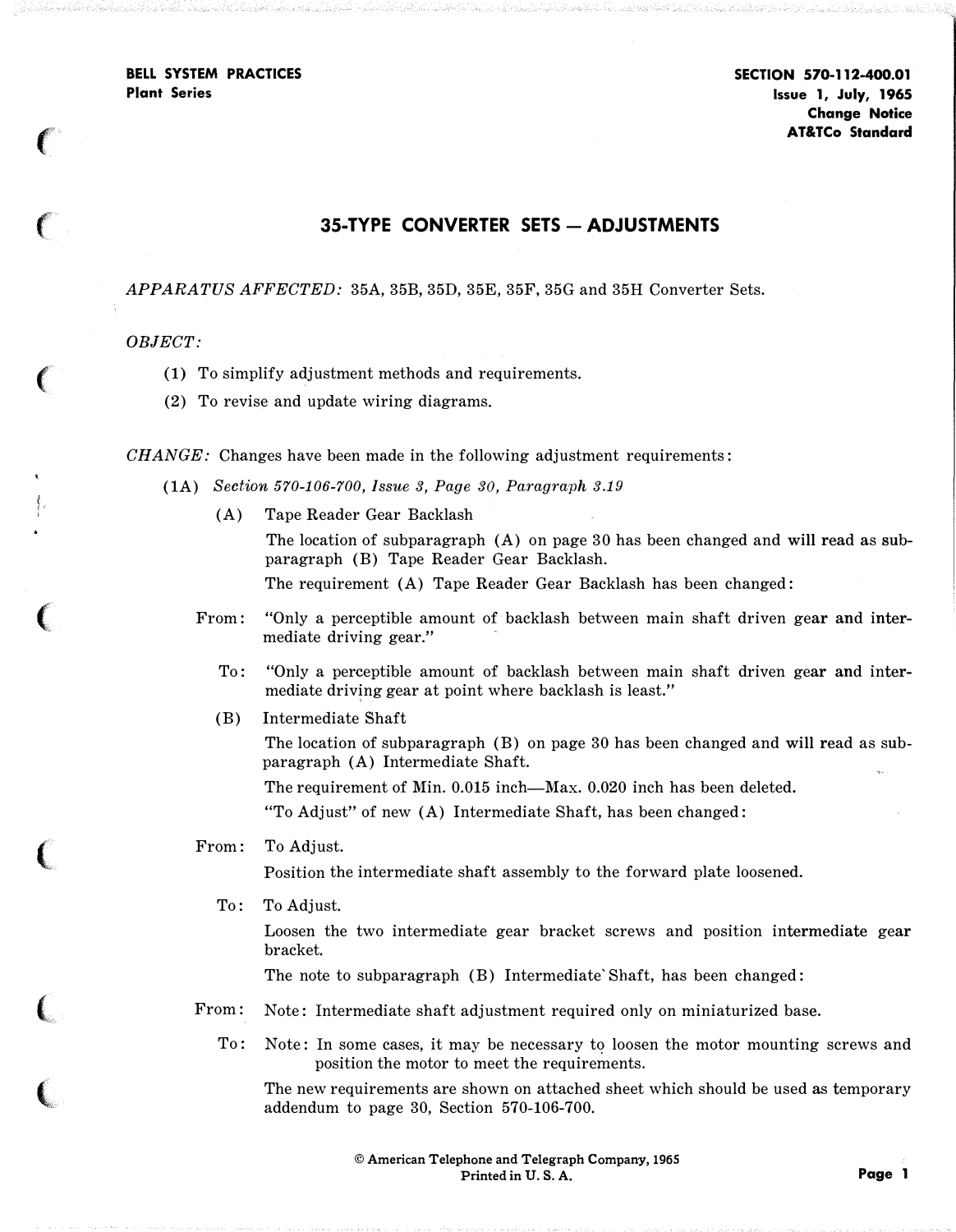BELL SYSTEM PRACTICES
Plant Series

SECTION 570-112-400.01
Issue 1, July, 1965
Change Notice
AT&TCo Standard

# 35-TYPE CONVERTER SETS — ADJUSTMENTS

*APPARATUS AFFECTED:* 35A, 35B, 35D, 35E, 35F, 35G and 35H Converter Sets.

*OBJECT:*

(1) To simplify adjustment methods and requirements.

(2) To revise and update wiring diagrams.

*CHANGE:* Changes have been made in the following adjustment requirements:

(1A) *Section 570-106-700, Issue 3, Page 30, Paragraph 3.19*

(A) Tape Reader Gear Backlash

The location of subparagraph (A) on page 30 has been changed and will read as subparagraph (B) Tape Reader Gear Backlash.

The requirement (A) Tape Reader Gear Backlash has been changed:

From: "Only a perceptible amount of backlash between main shaft driven gear and intermediate driving gear."

To: "Only a perceptible amount of backlash between main shaft driven gear and intermediate driving gear at point where backlash is least."

(B) Intermediate Shaft

The location of subparagraph (B) on page 30 has been changed and will read as subparagraph (A) Intermediate Shaft.

The requirement of Min. 0.015 inch—Max. 0.020 inch has been deleted.

"To Adjust" of new (A) Intermediate Shaft, has been changed:

From: To Adjust.

Position the intermediate shaft assembly to the forward plate loosened.

To: To Adjust.

Loosen the two intermediate gear bracket screws and position intermediate gear bracket.

The note to subparagraph (B) Intermediate Shaft, has been changed:

From: Note: Intermediate shaft adjustment required only on miniaturized base.

To: Note: In some cases, it may be necessary to loosen the motor mounting screws and position the motor to meet the requirements.

The new requirements are shown on attached sheet which should be used as temporary addendum to page 30, Section 570-106-700.

© American Telephone and Telegraph Company, 1965
Printed in U. S. A.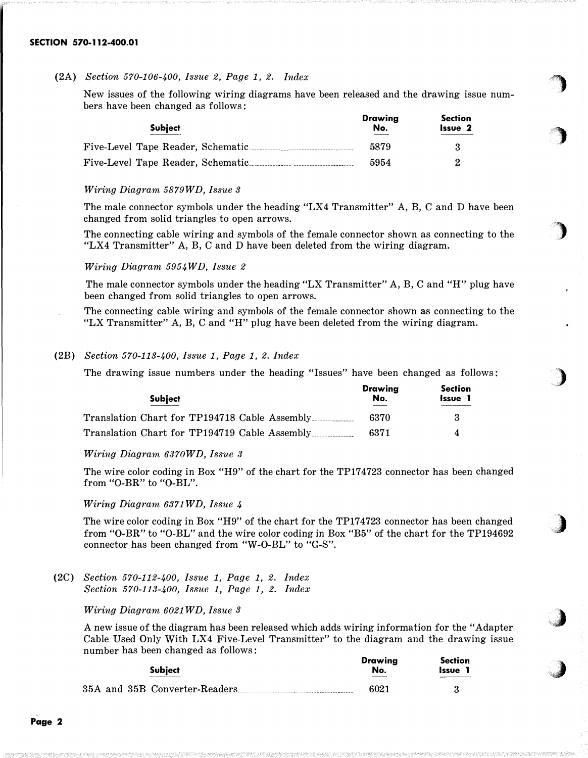(2A) *Section 570-106-400, Issue 2, Page 1, 2. Index*

New issues of the following wiring diagrams have been released and the drawing issue numbers have been changed as follows:

| Subject | Drawing No. | Section Issue 2 |
|---|---|---|
| Five-Level Tape Reader, Schematic | 5879 | 3 |
| Five-Level Tape Reader, Schematic | 5954 | 2 |

*Wiring Diagram 5879WD, Issue 3*

The male connector symbols under the heading "LX4 Transmitter" A, B, C and D have been changed from solid triangles to open arrows.

The connecting cable wiring and symbols of the female connector shown as connecting to the "LX4 Transmitter" A, B, C and D have been deleted from the wiring diagram.

*Wiring Diagram 5954WD, Issue 2*

The male connector symbols under the heading "LX Transmitter" A, B, C and "H" plug have been changed from solid triangles to open arrows.

The connecting cable wiring and symbols of the female connector shown as connecting to the "LX Transmitter" A, B, C and "H" plug have been deleted from the wiring diagram.

(2B) *Section 570-113-400, Issue 1, Page 1, 2. Index*

The drawing issue numbers under the heading "Issues" have been changed as follows:

| Subject | Drawing No. | Section Issue 1 |
|---|---|---|
| Translation Chart for TP194718 Cable Assembly | 6370 | 3 |
| Translation Chart for TP194719 Cable Assembly | 6371 | 4 |

*Wiring Diagram 6370WD, Issue 3*

The wire color coding in Box "H9" of the chart for the TP174723 connector has been changed from "O-BR" to "O-BL".

*Wiring Diagram 6371WD, Issue 4*

The wire color coding in Box "H9" of the chart for the TP174723 connector has been changed from "O-BR" to "O-BL" and the wire color coding in Box "B5" of the chart for the TP194692 connector has been changed from "W-O-BL" to "G-S".

(2C) *Section 570-112-400, Issue 1, Page 1, 2. Index*
*Section 570-113-400, Issue 1, Page 1, 2. Index*

*Wiring Diagram 6021WD, Issue 3*

A new issue of the diagram has been released which adds wiring information for the "Adapter Cable Used Only With LX4 Five-Level Transmitter" to the diagram and the drawing issue number has been changed as follows:

| Subject | Drawing No. | Section Issue 1 |
|---|---|---|
| 35A and 35B Converter-Readers | 6021 | 3 |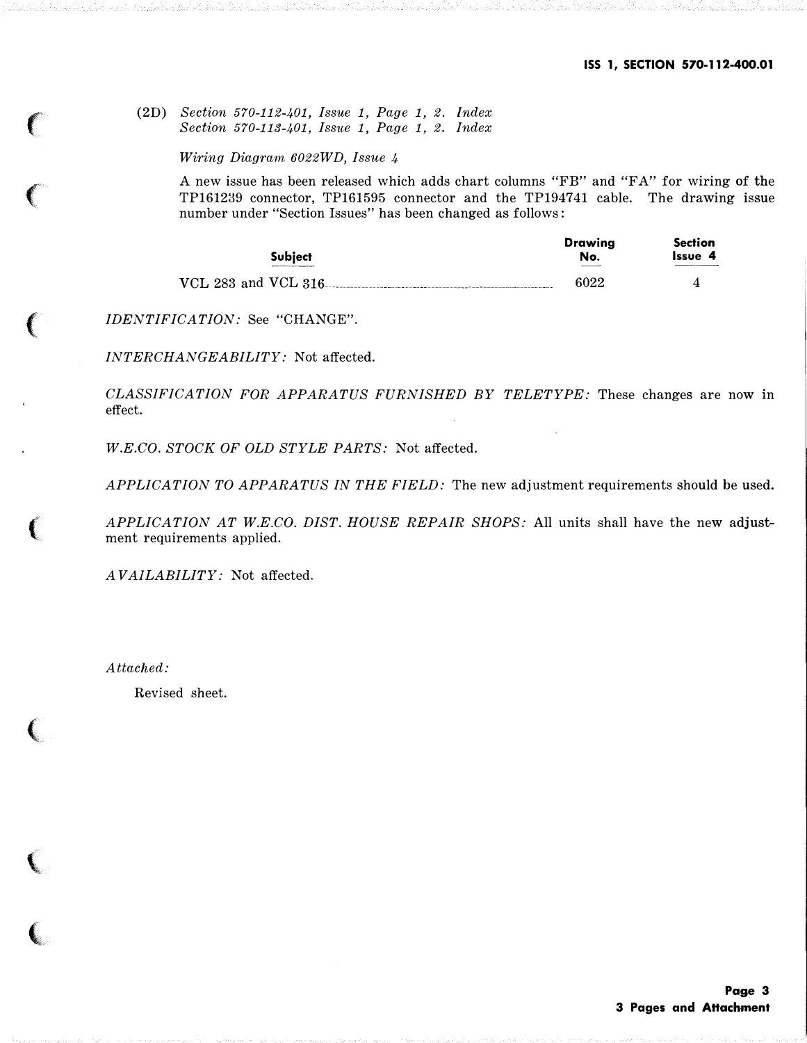(2D) *Section 570-112-401, Issue 1, Page 1, 2. Index*
*Section 570-113-401, Issue 1, Page 1, 2. Index*

*Wiring Diagram 6022WD, Issue 4*

A new issue has been released which adds chart columns "FB" and "FA" for wiring of the TP161239 connector, TP161595 connector and the TP194741 cable. The drawing issue number under "Section Issues" has been changed as follows:

| Subject | Drawing No. | Section Issue 4 |
|---|---|---|
| VCL 283 and VCL 316 | 6022 | 4 |

*IDENTIFICATION:* See "CHANGE".

*INTERCHANGEABILITY:* Not affected.

*CLASSIFICATION FOR APPARATUS FURNISHED BY TELETYPE:* These changes are now in effect.

*W.E.CO. STOCK OF OLD STYLE PARTS:* Not affected.

*APPLICATION TO APPARATUS IN THE FIELD:* The new adjustment requirements should be used.

*APPLICATION AT W.E.CO. DIST. HOUSE REPAIR SHOPS:* All units shall have the new adjustment requirements applied.

*AVAILABILITY:* Not affected.

*Attached:*

Revised sheet.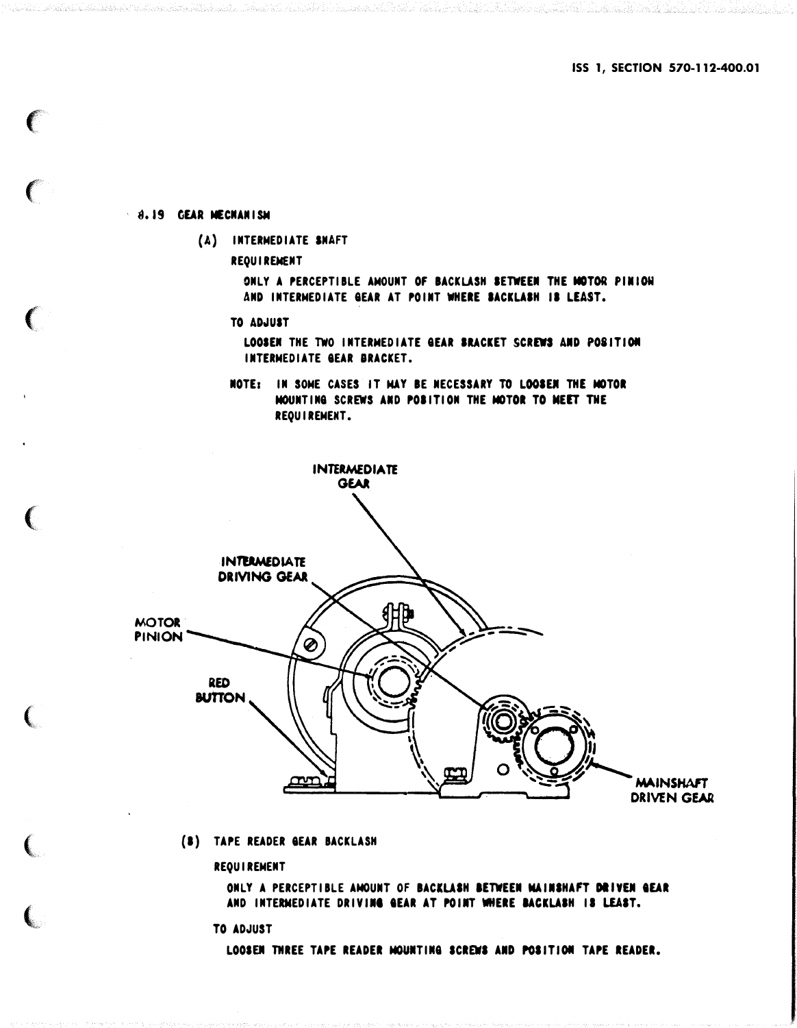### 3.19 GEAR MECHANISM

(A) INTERMEDIATE SHAFT

REQUIREMENT

ONLY A PERCEPTIBLE AMOUNT OF BACKLASH BETWEEN THE MOTOR PINION AND INTERMEDIATE GEAR AT POINT WHERE BACKLASH IS LEAST.

TO ADJUST

LOOSEN THE TWO INTERMEDIATE GEAR BRACKET SCREWS AND POSITION INTERMEDIATE GEAR BRACKET.

NOTE: IN SOME CASES IT MAY BE NECESSARY TO LOOSEN THE MOTOR MOUNTING SCREWS AND POSITION THE MOTOR TO MEET THE REQUIREMENT.

INTERMEDIATE GEAR

INTERMEDIATE DRIVING GEAR

MOTOR PINION

RED BUTTON

MAINSHAFT DRIVEN GEAR

(B) TAPE READER GEAR BACKLASH

REQUIREMENT

ONLY A PERCEPTIBLE AMOUNT OF BACKLASH BETWEEN MAINSHAFT DRIVEN GEAR AND INTERMEDIATE DRIVING GEAR AT POINT WHERE BACKLASH IS LEAST.

TO ADJUST

LOOSEN THREE TAPE READER MOUNTING SCREWS AND POSITION TAPE READER.